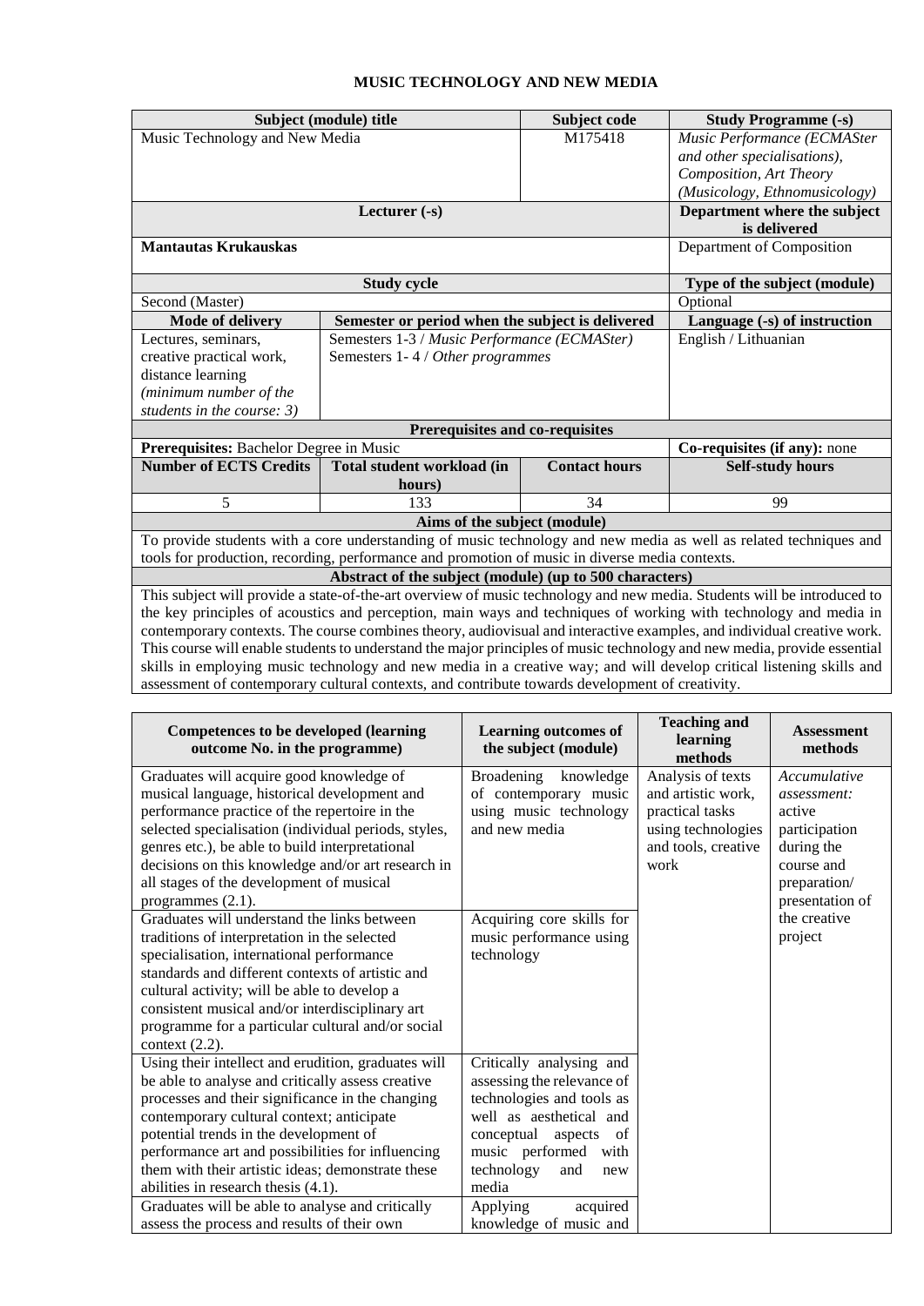# MUSIC TECHNOLOGY AND NEW MEDIA

| Subject (module) title | | Subject code | Study Programme (-s) |
|---|---|---|---|
| Music Technology and New Media | | M175418 | *Music Performance (ECMASter and other specialisations), Composition, Art Theory (Musicology, Ethnomusicology)* |
| **Lecturer (-s)** | | | **Department where the subject is delivered** |
| **Mantautas Krukauskas** | | | Department of Composition |
| **Study cycle** | | | **Type of the subject (module)** |
| Second (Master) | | | Optional |
| **Mode of delivery** | **Semester or period when the subject is delivered** | | **Language (-s) of instruction** |
| Lectures, seminars, creative practical work, distance learning *(minimum number of the students in the course: 3)* | Semesters 1-3 / *Music Performance (ECMASter)* Semesters 1- 4 / *Other programmes* | | English / Lithuanian |
| **Prerequisites and co-requisites** | | | |
| **Prerequisites:** Bachelor Degree in Music | | | **Co-requisites (if any):** none |
| **Number of ECTS Credits** | **Total student workload (in hours)** | **Contact hours** | **Self-study hours** |
| 5 | 133 | 34 | 99 |
| **Aims of the subject (module)** | | | |
| To provide students with a core understanding of music technology and new media as well as related techniques and tools for production, recording, performance and promotion of music in diverse media contexts. | | | |
| **Abstract of the subject (module) (up to 500 characters)** | | | |
| This subject will provide a state-of-the-art overview of music technology and new media. Students will be introduced to the key principles of acoustics and perception, main ways and techniques of working with technology and media in contemporary contexts. The course combines theory, audiovisual and interactive examples, and individual creative work. This course will enable students to understand the major principles of music technology and new media, provide essential skills in employing music technology and new media in a creative way; and will develop critical listening skills and assessment of contemporary cultural contexts, and contribute towards development of creativity. | | | |

| Competences to be developed (learning outcome No. in the programme) | Learning outcomes of the subject (module) | Teaching and learning methods | Assessment methods |
|---|---|---|---|
| Graduates will acquire good knowledge of musical language, historical development and performance practice of the repertoire in the selected specialisation (individual periods, styles, genres etc.), be able to build interpretational decisions on this knowledge and/or art research in all stages of the development of musical programmes (2.1). | Broadening knowledge of contemporary music using music technology and new media | Analysis of texts and artistic work, practical tasks using technologies and tools, creative work | *Accumulative assessment:* active participation during the course and preparation/ presentation of the creative project |
| Graduates will understand the links between traditions of interpretation in the selected specialisation, international performance standards and different contexts of artistic and cultural activity; will be able to develop a consistent musical and/or interdisciplinary art programme for a particular cultural and/or social context (2.2). | Acquiring core skills for music performance using technology | | |
| Using their intellect and erudition, graduates will be able to analyse and critically assess creative processes and their significance in the changing contemporary cultural context; anticipate potential trends in the development of performance art and possibilities for influencing them with their artistic ideas; demonstrate these abilities in research thesis (4.1). | Critically analysing and assessing the relevance of technologies and tools as well as aesthetical and conceptual aspects of music performed with technology and new media | | |
| Graduates will be able to analyse and critically assess the process and results of their own | Applying acquired knowledge of music and | | |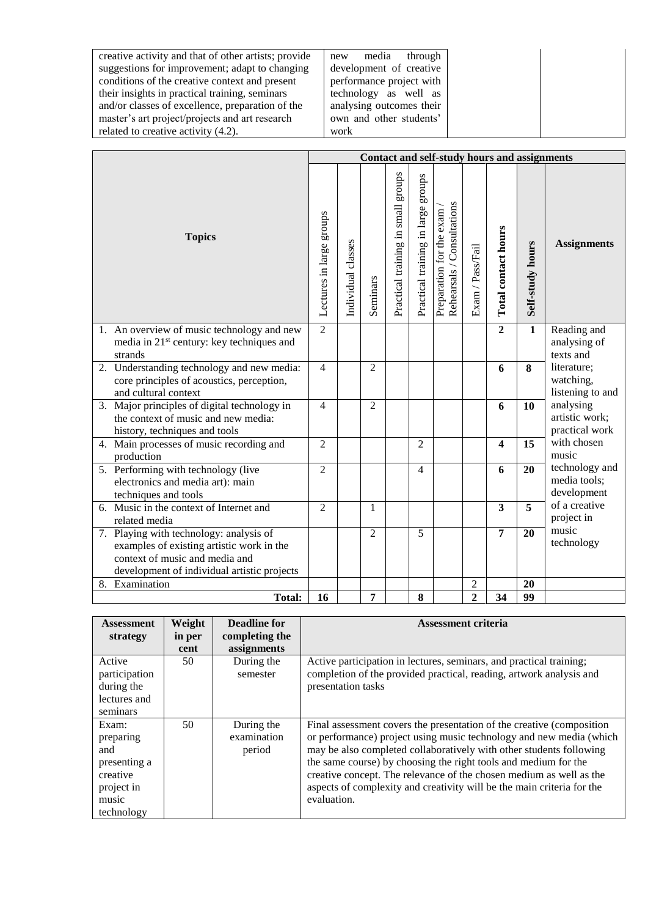| | | | |
|---|---|---|---|
| creative activity and that of other artists; provide suggestions for improvement; adapt to changing conditions of the creative context and present their insights in practical training, seminars and/or classes of excellence, preparation of the master's art project/projects and art research related to creative activity (4.2). | new media through development of creative performance project with technology as well as analysing outcomes their own and other students' work | | |

| Topics | Contact and self-study hours and assignments | | | | | | | | | |
|---|---|---|---|---|---|---|---|---|---|---|
| | Lectures in large groups | Individual classes | Seminars | Practical training in small groups | Practical training in large groups | Preparation for the exam / Rehearsals / Consultations | Exam / Pass/Fail | **Total contact hours** | **Self-study hours** | **Assignments** |
| 1. An overview of music technology and new media in 21st century: key techniques and strands | 2 | | | | | | | **2** | **1** | Reading and analysing of texts and literature; watching, listening to and analysing artistic work; practical work with chosen music technology and media tools; development of a creative project in music technology |
| 2. Understanding technology and new media: core principles of acoustics, perception, and cultural context | 4 | | 2 | | | | | **6** | **8** | |
| 3. Major principles of digital technology in the context of music and new media: history, techniques and tools | 4 | | 2 | | | | | **6** | **10** | |
| 4. Main processes of music recording and production | 2 | | | | 2 | | | **4** | **15** | |
| 5. Performing with technology (live electronics and media art): main techniques and tools | 2 | | | | 4 | | | **6** | **20** | |
| 6. Music in the context of Internet and related media | 2 | | 1 | | | | | **3** | **5** | |
| 7. Playing with technology: analysis of examples of existing artistic work in the context of music and media and development of individual artistic projects | | | 2 | | 5 | | | **7** | **20** | |
| 8. Examination | | | | | | | 2 | | **20** | |
| **Total:** | **16** | | **7** | | **8** | | **2** | **34** | **99** | |

| Assessment strategy | Weight in per cent | Deadline for completing the assignments | Assessment criteria |
|---|---|---|---|
| Active participation during the lectures and seminars | 50 | During the semester | Active participation in lectures, seminars, and practical training; completion of the provided practical, reading, artwork analysis and presentation tasks |
| Exam: preparing and presenting a creative project in music technology | 50 | During the examination period | Final assessment covers the presentation of the creative (composition or performance) project using music technology and new media (which may be also completed collaboratively with other students following the same course) by choosing the right tools and medium for the creative concept. The relevance of the chosen medium as well as the aspects of complexity and creativity will be the main criteria for the evaluation. |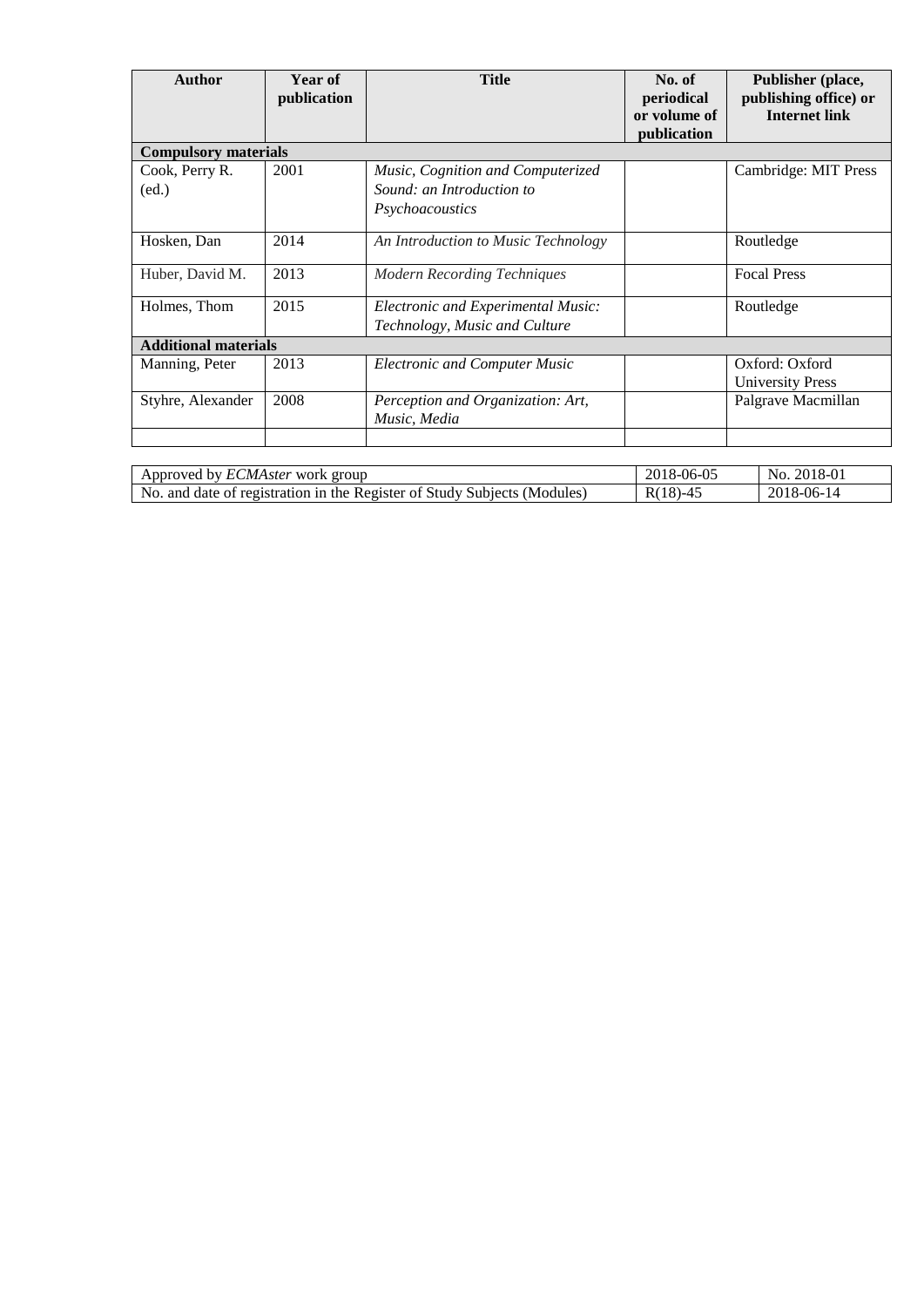| Author | Year of publication | Title | No. of periodical or volume of publication | Publisher (place, publishing office) or Internet link |
|---|---|---|---|---|
| **Compulsory materials** | | | | |
| Cook, Perry R. (ed.) | 2001 | *Music, Cognition and Computerized Sound: an Introduction to Psychoacoustics* | | Cambridge: MIT Press |
| Hosken, Dan | 2014 | *An Introduction to Music Technology* | | Routledge |
| Huber, David M. | 2013 | *Modern Recording Techniques* | | Focal Press |
| Holmes, Thom | 2015 | *Electronic and Experimental Music: Technology, Music and Culture* | | Routledge |
| **Additional materials** | | | | |
| Manning, Peter | 2013 | *Electronic and Computer Music* | | Oxford: Oxford University Press |
| Styhre, Alexander | 2008 | *Perception and Organization: Art, Music, Media* | | Palgrave Macmillan |
| | | | | |

| | | |
|---|---|---|
| Approved by *ECMAster* work group | 2018-06-05 | No. 2018-01 |
| No. and date of registration in the Register of Study Subjects (Modules) | R(18)-45 | 2018-06-14 |